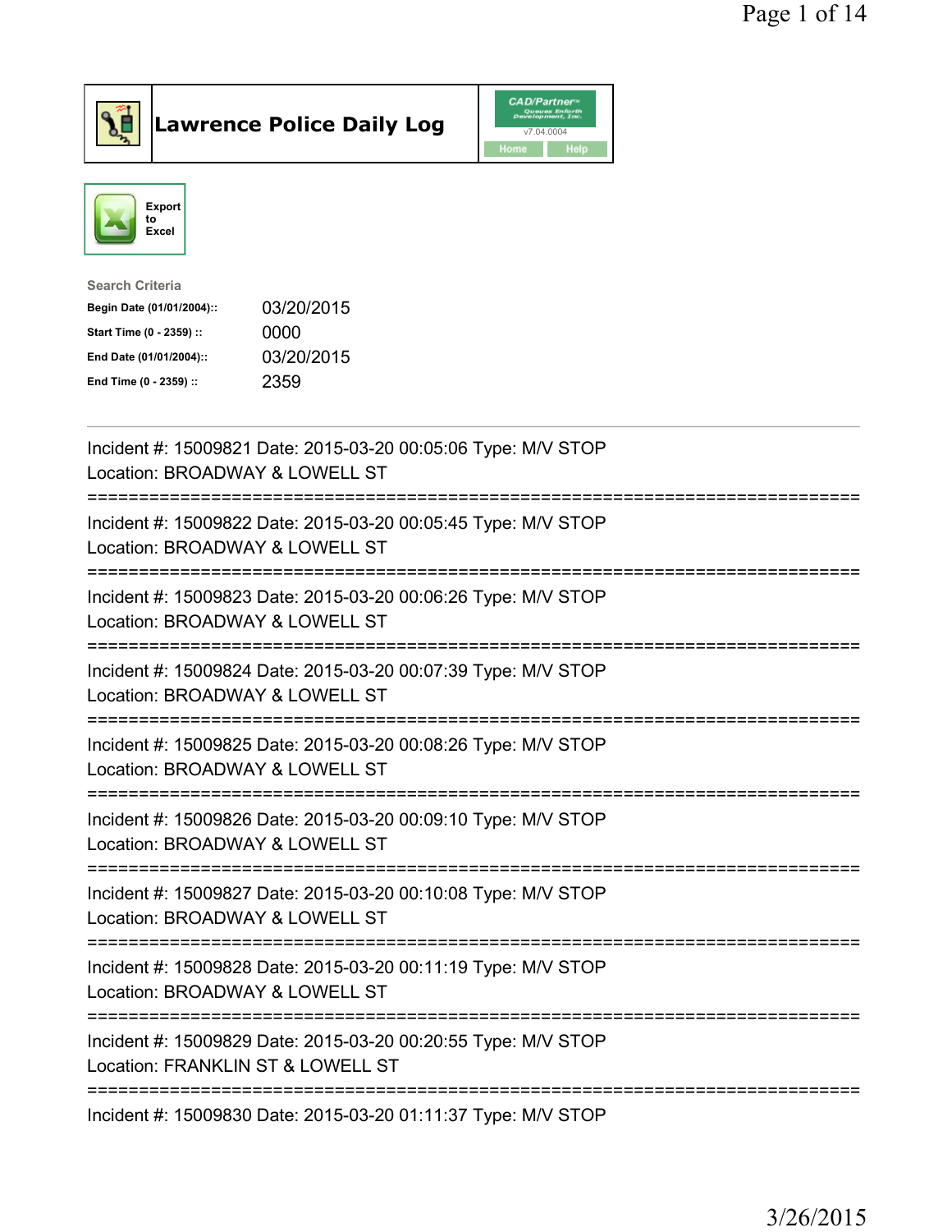# Lawrence Police Daily Log

CAD/Partner v7.04.0004

Home | Help

Export to Excel

Search Criteria

| | |
|---|---|
| **Begin Date (01/01/2004)::** | 03/20/2015 |
| **Start Time (0 - 2359) ::** | 0000 |
| **End Date (01/01/2004)::** | 03/20/2015 |
| **End Time (0 - 2359) ::** | 2359 |

---

Incident #: 15009821 Date: 2015-03-20 00:05:06 Type: M/V STOP
Location: BROADWAY & LOWELL ST

===========================================================================

Incident #: 15009822 Date: 2015-03-20 00:05:45 Type: M/V STOP
Location: BROADWAY & LOWELL ST

===========================================================================

Incident #: 15009823 Date: 2015-03-20 00:06:26 Type: M/V STOP
Location: BROADWAY & LOWELL ST

===========================================================================

Incident #: 15009824 Date: 2015-03-20 00:07:39 Type: M/V STOP
Location: BROADWAY & LOWELL ST

===========================================================================

Incident #: 15009825 Date: 2015-03-20 00:08:26 Type: M/V STOP
Location: BROADWAY & LOWELL ST

===========================================================================

Incident #: 15009826 Date: 2015-03-20 00:09:10 Type: M/V STOP
Location: BROADWAY & LOWELL ST

===========================================================================

Incident #: 15009827 Date: 2015-03-20 00:10:08 Type: M/V STOP
Location: BROADWAY & LOWELL ST

===========================================================================

Incident #: 15009828 Date: 2015-03-20 00:11:19 Type: M/V STOP
Location: BROADWAY & LOWELL ST

===========================================================================

Incident #: 15009829 Date: 2015-03-20 00:20:55 Type: M/V STOP
Location: FRANKLIN ST & LOWELL ST

===========================================================================

Incident #: 15009830 Date: 2015-03-20 01:11:37 Type: M/V STOP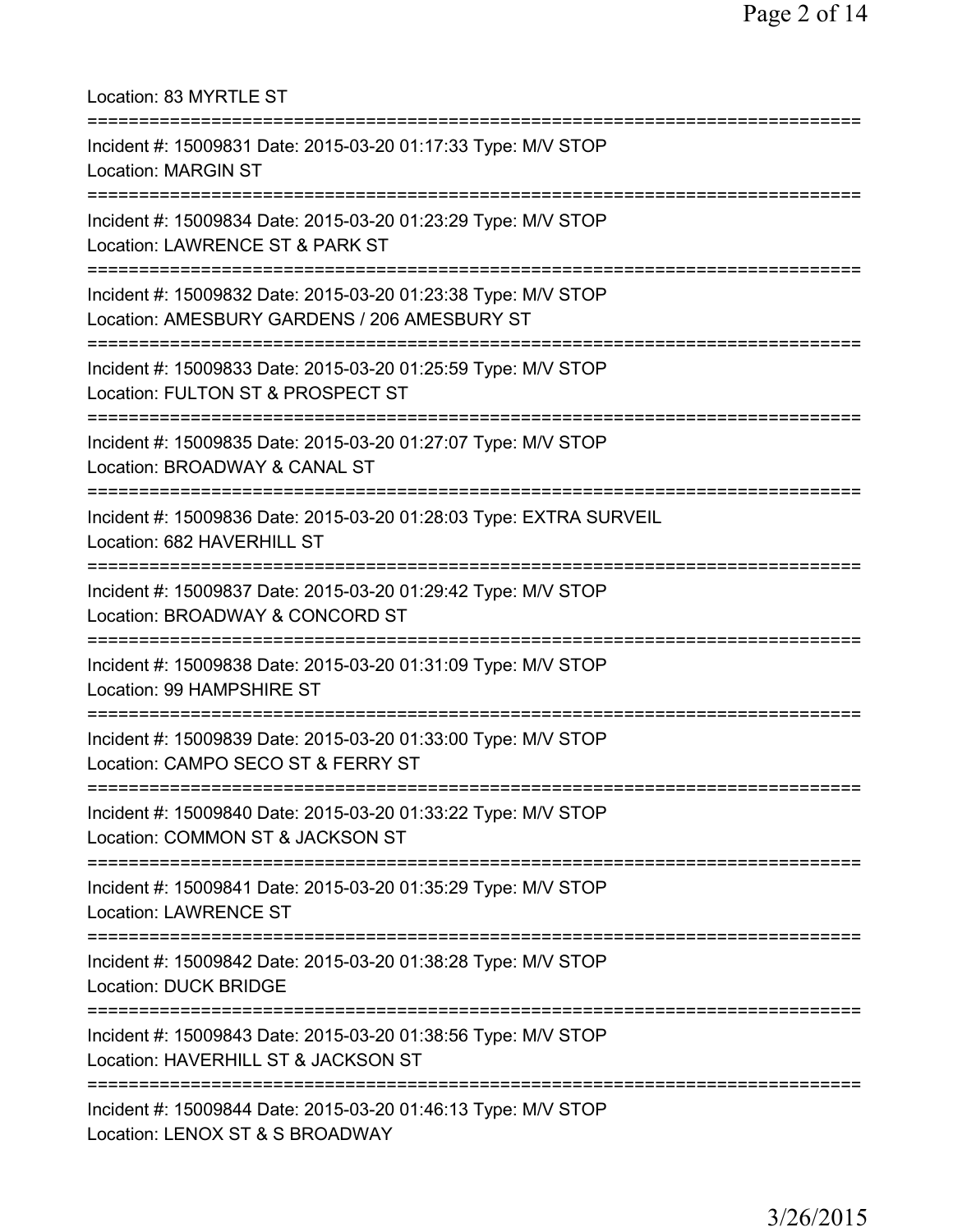Location: 83 MYRTLE ST

===========================================================================

Incident #: 15009831 Date: 2015-03-20 01:17:33 Type: M/V STOP
Location: MARGIN ST

===========================================================================

Incident #: 15009834 Date: 2015-03-20 01:23:29 Type: M/V STOP
Location: LAWRENCE ST & PARK ST

===========================================================================

Incident #: 15009832 Date: 2015-03-20 01:23:38 Type: M/V STOP
Location: AMESBURY GARDENS / 206 AMESBURY ST

===========================================================================

Incident #: 15009833 Date: 2015-03-20 01:25:59 Type: M/V STOP
Location: FULTON ST & PROSPECT ST

===========================================================================

Incident #: 15009835 Date: 2015-03-20 01:27:07 Type: M/V STOP
Location: BROADWAY & CANAL ST

===========================================================================

Incident #: 15009836 Date: 2015-03-20 01:28:03 Type: EXTRA SURVEIL
Location: 682 HAVERHILL ST

===========================================================================

Incident #: 15009837 Date: 2015-03-20 01:29:42 Type: M/V STOP
Location: BROADWAY & CONCORD ST

===========================================================================

Incident #: 15009838 Date: 2015-03-20 01:31:09 Type: M/V STOP
Location: 99 HAMPSHIRE ST

===========================================================================

Incident #: 15009839 Date: 2015-03-20 01:33:00 Type: M/V STOP
Location: CAMPO SECO ST & FERRY ST

===========================================================================

Incident #: 15009840 Date: 2015-03-20 01:33:22 Type: M/V STOP
Location: COMMON ST & JACKSON ST

===========================================================================

Incident #: 15009841 Date: 2015-03-20 01:35:29 Type: M/V STOP
Location: LAWRENCE ST

===========================================================================

Incident #: 15009842 Date: 2015-03-20 01:38:28 Type: M/V STOP
Location: DUCK BRIDGE

===========================================================================

Incident #: 15009843 Date: 2015-03-20 01:38:56 Type: M/V STOP
Location: HAVERHILL ST & JACKSON ST

===========================================================================

Incident #: 15009844 Date: 2015-03-20 01:46:13 Type: M/V STOP
Location: LENOX ST & S BROADWAY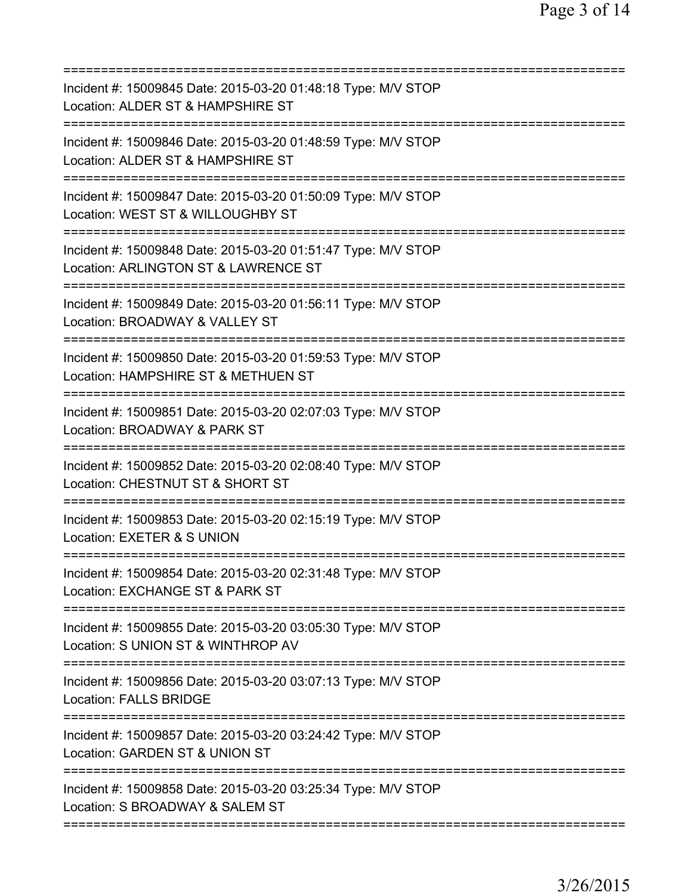===========================================================================
Incident #: 15009845 Date: 2015-03-20 01:48:18 Type: M/V STOP
Location: ALDER ST & HAMPSHIRE ST
===========================================================================
Incident #: 15009846 Date: 2015-03-20 01:48:59 Type: M/V STOP
Location: ALDER ST & HAMPSHIRE ST
===========================================================================
Incident #: 15009847 Date: 2015-03-20 01:50:09 Type: M/V STOP
Location: WEST ST & WILLOUGHBY ST
===========================================================================
Incident #: 15009848 Date: 2015-03-20 01:51:47 Type: M/V STOP
Location: ARLINGTON ST & LAWRENCE ST
===========================================================================
Incident #: 15009849 Date: 2015-03-20 01:56:11 Type: M/V STOP
Location: BROADWAY & VALLEY ST
===========================================================================
Incident #: 15009850 Date: 2015-03-20 01:59:53 Type: M/V STOP
Location: HAMPSHIRE ST & METHUEN ST
===========================================================================
Incident #: 15009851 Date: 2015-03-20 02:07:03 Type: M/V STOP
Location: BROADWAY & PARK ST
===========================================================================
Incident #: 15009852 Date: 2015-03-20 02:08:40 Type: M/V STOP
Location: CHESTNUT ST & SHORT ST
===========================================================================
Incident #: 15009853 Date: 2015-03-20 02:15:19 Type: M/V STOP
Location: EXETER & S UNION
===========================================================================
Incident #: 15009854 Date: 2015-03-20 02:31:48 Type: M/V STOP
Location: EXCHANGE ST & PARK ST
===========================================================================
Incident #: 15009855 Date: 2015-03-20 03:05:30 Type: M/V STOP
Location: S UNION ST & WINTHROP AV
===========================================================================
Incident #: 15009856 Date: 2015-03-20 03:07:13 Type: M/V STOP
Location: FALLS BRIDGE
===========================================================================
Incident #: 15009857 Date: 2015-03-20 03:24:42 Type: M/V STOP
Location: GARDEN ST & UNION ST
===========================================================================
Incident #: 15009858 Date: 2015-03-20 03:25:34 Type: M/V STOP
Location: S BROADWAY & SALEM ST
===========================================================================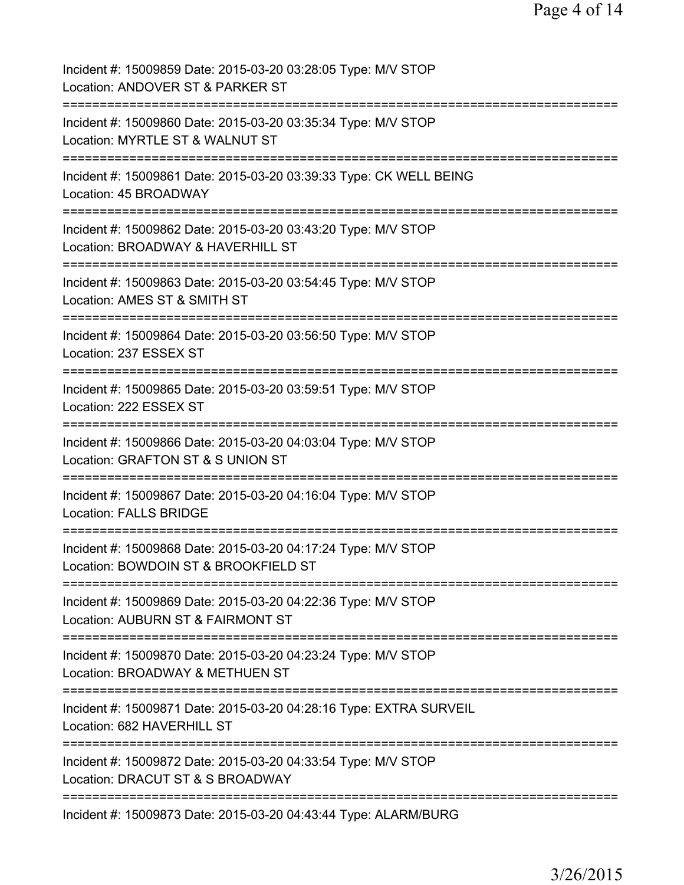Incident #: 15009859 Date: 2015-03-20 03:28:05 Type: M/V STOP
Location: ANDOVER ST & PARKER ST
===========================================================================
Incident #: 15009860 Date: 2015-03-20 03:35:34 Type: M/V STOP
Location: MYRTLE ST & WALNUT ST
===========================================================================
Incident #: 15009861 Date: 2015-03-20 03:39:33 Type: CK WELL BEING
Location: 45 BROADWAY
===========================================================================
Incident #: 15009862 Date: 2015-03-20 03:43:20 Type: M/V STOP
Location: BROADWAY & HAVERHILL ST
===========================================================================
Incident #: 15009863 Date: 2015-03-20 03:54:45 Type: M/V STOP
Location: AMES ST & SMITH ST
===========================================================================
Incident #: 15009864 Date: 2015-03-20 03:56:50 Type: M/V STOP
Location: 237 ESSEX ST
===========================================================================
Incident #: 15009865 Date: 2015-03-20 03:59:51 Type: M/V STOP
Location: 222 ESSEX ST
===========================================================================
Incident #: 15009866 Date: 2015-03-20 04:03:04 Type: M/V STOP
Location: GRAFTON ST & S UNION ST
===========================================================================
Incident #: 15009867 Date: 2015-03-20 04:16:04 Type: M/V STOP
Location: FALLS BRIDGE
===========================================================================
Incident #: 15009868 Date: 2015-03-20 04:17:24 Type: M/V STOP
Location: BOWDOIN ST & BROOKFIELD ST
===========================================================================
Incident #: 15009869 Date: 2015-03-20 04:22:36 Type: M/V STOP
Location: AUBURN ST & FAIRMONT ST
===========================================================================
Incident #: 15009870 Date: 2015-03-20 04:23:24 Type: M/V STOP
Location: BROADWAY & METHUEN ST
===========================================================================
Incident #: 15009871 Date: 2015-03-20 04:28:16 Type: EXTRA SURVEIL
Location: 682 HAVERHILL ST
===========================================================================
Incident #: 15009872 Date: 2015-03-20 04:33:54 Type: M/V STOP
Location: DRACUT ST & S BROADWAY
===========================================================================
Incident #: 15009873 Date: 2015-03-20 04:43:44 Type: ALARM/BURG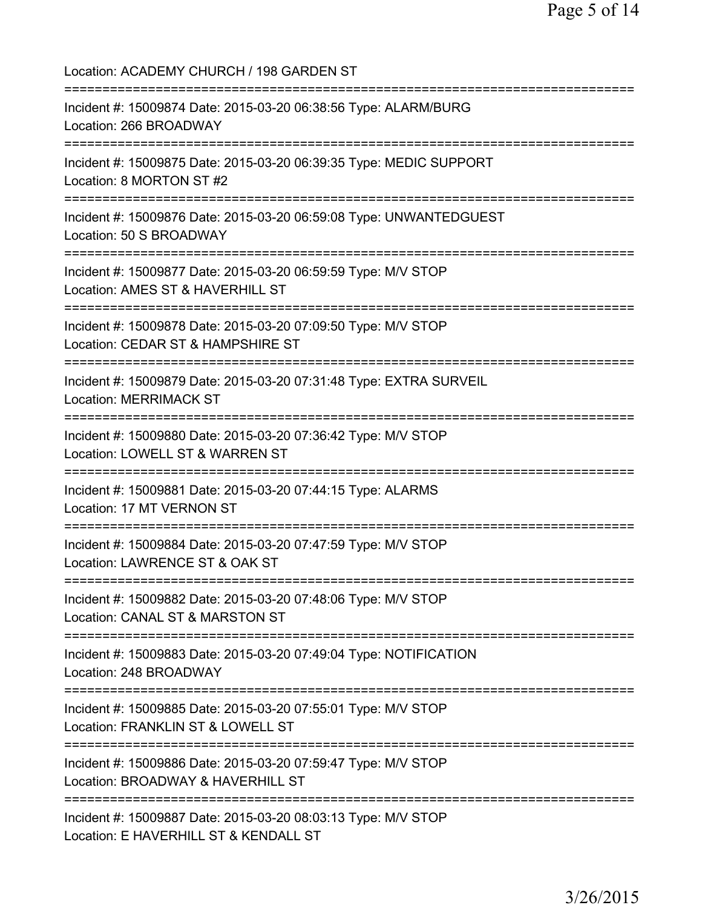Location: ACADEMY CHURCH / 198 GARDEN ST

===========================================================================

Incident #: 15009874 Date: 2015-03-20 06:38:56 Type: ALARM/BURG
Location: 266 BROADWAY

===========================================================================

Incident #: 15009875 Date: 2015-03-20 06:39:35 Type: MEDIC SUPPORT
Location: 8 MORTON ST #2

===========================================================================

Incident #: 15009876 Date: 2015-03-20 06:59:08 Type: UNWANTEDGUEST
Location: 50 S BROADWAY

===========================================================================

Incident #: 15009877 Date: 2015-03-20 06:59:59 Type: M/V STOP
Location: AMES ST & HAVERHILL ST

===========================================================================

Incident #: 15009878 Date: 2015-03-20 07:09:50 Type: M/V STOP
Location: CEDAR ST & HAMPSHIRE ST

===========================================================================

Incident #: 15009879 Date: 2015-03-20 07:31:48 Type: EXTRA SURVEIL
Location: MERRIMACK ST

===========================================================================

Incident #: 15009880 Date: 2015-03-20 07:36:42 Type: M/V STOP
Location: LOWELL ST & WARREN ST

===========================================================================

Incident #: 15009881 Date: 2015-03-20 07:44:15 Type: ALARMS
Location: 17 MT VERNON ST

===========================================================================

Incident #: 15009884 Date: 2015-03-20 07:47:59 Type: M/V STOP
Location: LAWRENCE ST & OAK ST

===========================================================================

Incident #: 15009882 Date: 2015-03-20 07:48:06 Type: M/V STOP
Location: CANAL ST & MARSTON ST

===========================================================================

Incident #: 15009883 Date: 2015-03-20 07:49:04 Type: NOTIFICATION
Location: 248 BROADWAY

===========================================================================

Incident #: 15009885 Date: 2015-03-20 07:55:01 Type: M/V STOP
Location: FRANKLIN ST & LOWELL ST

===========================================================================

Incident #: 15009886 Date: 2015-03-20 07:59:47 Type: M/V STOP
Location: BROADWAY & HAVERHILL ST

===========================================================================

Incident #: 15009887 Date: 2015-03-20 08:03:13 Type: M/V STOP
Location: E HAVERHILL ST & KENDALL ST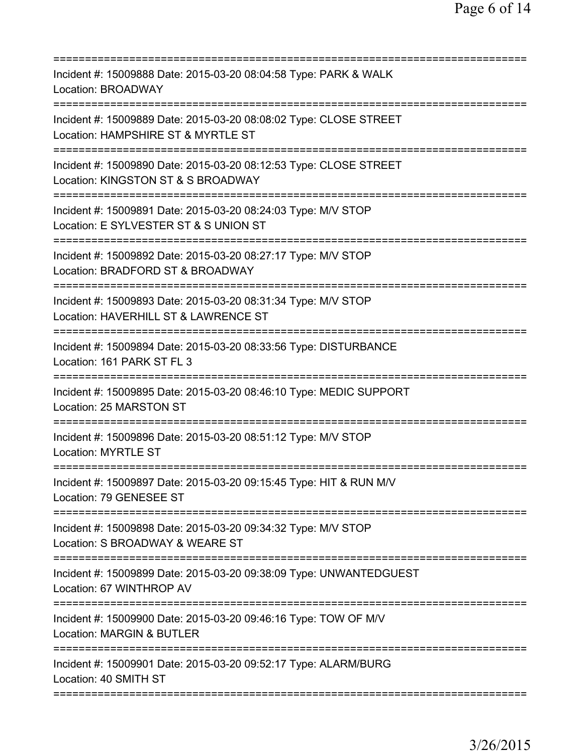===========================================================================
Incident #: 15009888 Date: 2015-03-20 08:04:58 Type: PARK & WALK
Location: BROADWAY
===========================================================================
Incident #: 15009889 Date: 2015-03-20 08:08:02 Type: CLOSE STREET
Location: HAMPSHIRE ST & MYRTLE ST
===========================================================================
Incident #: 15009890 Date: 2015-03-20 08:12:53 Type: CLOSE STREET
Location: KINGSTON ST & S BROADWAY
===========================================================================
Incident #: 15009891 Date: 2015-03-20 08:24:03 Type: M/V STOP
Location: E SYLVESTER ST & S UNION ST
===========================================================================
Incident #: 15009892 Date: 2015-03-20 08:27:17 Type: M/V STOP
Location: BRADFORD ST & BROADWAY
===========================================================================
Incident #: 15009893 Date: 2015-03-20 08:31:34 Type: M/V STOP
Location: HAVERHILL ST & LAWRENCE ST
===========================================================================
Incident #: 15009894 Date: 2015-03-20 08:33:56 Type: DISTURBANCE
Location: 161 PARK ST FL 3
===========================================================================
Incident #: 15009895 Date: 2015-03-20 08:46:10 Type: MEDIC SUPPORT
Location: 25 MARSTON ST
===========================================================================
Incident #: 15009896 Date: 2015-03-20 08:51:12 Type: M/V STOP
Location: MYRTLE ST
===========================================================================
Incident #: 15009897 Date: 2015-03-20 09:15:45 Type: HIT & RUN M/V
Location: 79 GENESEE ST
===========================================================================
Incident #: 15009898 Date: 2015-03-20 09:34:32 Type: M/V STOP
Location: S BROADWAY & WEARE ST
===========================================================================
Incident #: 15009899 Date: 2015-03-20 09:38:09 Type: UNWANTEDGUEST
Location: 67 WINTHROP AV
===========================================================================
Incident #: 15009900 Date: 2015-03-20 09:46:16 Type: TOW OF M/V
Location: MARGIN & BUTLER
===========================================================================
Incident #: 15009901 Date: 2015-03-20 09:52:17 Type: ALARM/BURG
Location: 40 SMITH ST
===========================================================================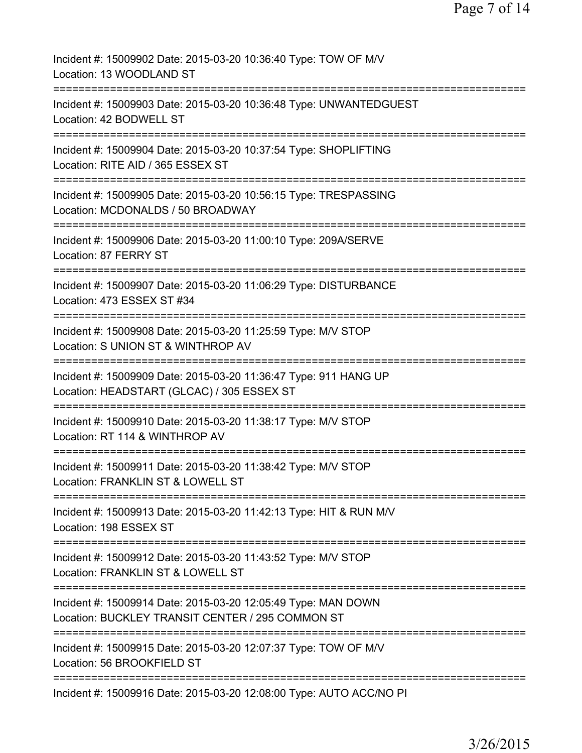Incident #: 15009902 Date: 2015-03-20 10:36:40 Type: TOW OF M/V
Location: 13 WOODLAND ST

===========================================================================

Incident #: 15009903 Date: 2015-03-20 10:36:48 Type: UNWANTEDGUEST
Location: 42 BODWELL ST

===========================================================================

Incident #: 15009904 Date: 2015-03-20 10:37:54 Type: SHOPLIFTING
Location: RITE AID / 365 ESSEX ST

===========================================================================

Incident #: 15009905 Date: 2015-03-20 10:56:15 Type: TRESPASSING
Location: MCDONALDS / 50 BROADWAY

===========================================================================

Incident #: 15009906 Date: 2015-03-20 11:00:10 Type: 209A/SERVE
Location: 87 FERRY ST

===========================================================================

Incident #: 15009907 Date: 2015-03-20 11:06:29 Type: DISTURBANCE
Location: 473 ESSEX ST #34

===========================================================================

Incident #: 15009908 Date: 2015-03-20 11:25:59 Type: M/V STOP
Location: S UNION ST & WINTHROP AV

===========================================================================

Incident #: 15009909 Date: 2015-03-20 11:36:47 Type: 911 HANG UP
Location: HEADSTART (GLCAC) / 305 ESSEX ST

===========================================================================

Incident #: 15009910 Date: 2015-03-20 11:38:17 Type: M/V STOP
Location: RT 114 & WINTHROP AV

===========================================================================

Incident #: 15009911 Date: 2015-03-20 11:38:42 Type: M/V STOP
Location: FRANKLIN ST & LOWELL ST

===========================================================================

Incident #: 15009913 Date: 2015-03-20 11:42:13 Type: HIT & RUN M/V
Location: 198 ESSEX ST

===========================================================================

Incident #: 15009912 Date: 2015-03-20 11:43:52 Type: M/V STOP
Location: FRANKLIN ST & LOWELL ST

===========================================================================

Incident #: 15009914 Date: 2015-03-20 12:05:49 Type: MAN DOWN
Location: BUCKLEY TRANSIT CENTER / 295 COMMON ST

===========================================================================

Incident #: 15009915 Date: 2015-03-20 12:07:37 Type: TOW OF M/V
Location: 56 BROOKFIELD ST

===========================================================================

Incident #: 15009916 Date: 2015-03-20 12:08:00 Type: AUTO ACC/NO PI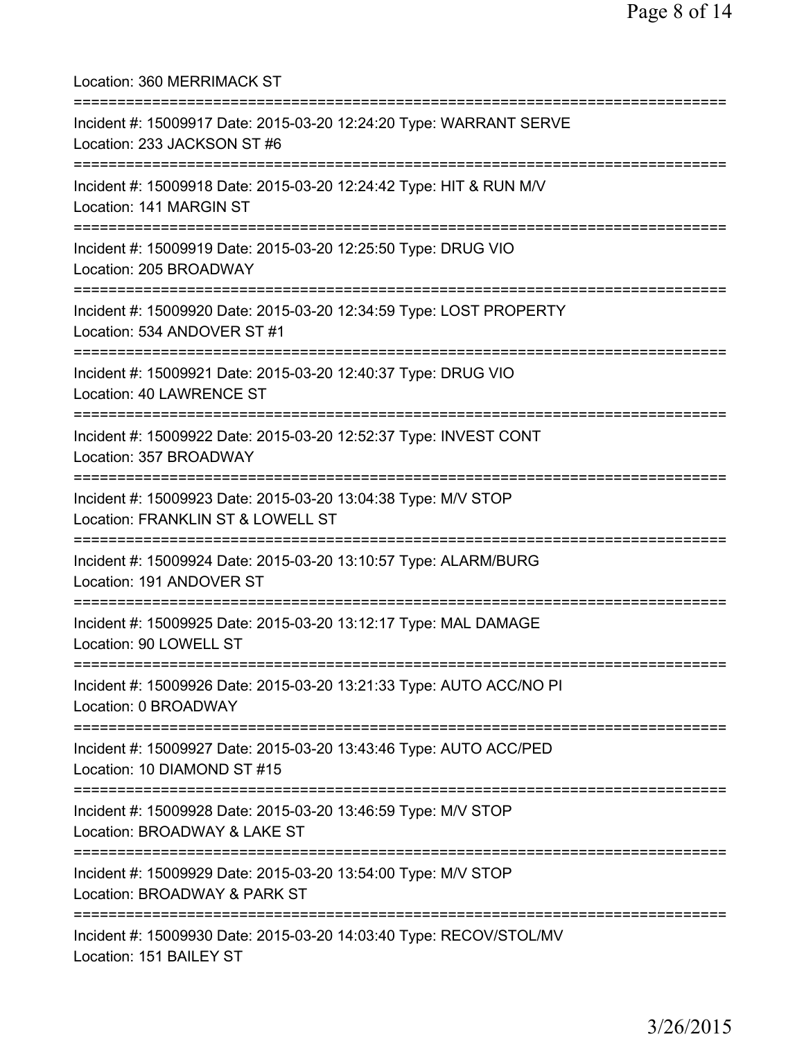Location: 360 MERRIMACK ST

===========================================================================

Incident #: 15009917 Date: 2015-03-20 12:24:20 Type: WARRANT SERVE
Location: 233 JACKSON ST #6

===========================================================================

Incident #: 15009918 Date: 2015-03-20 12:24:42 Type: HIT & RUN M/V
Location: 141 MARGIN ST

===========================================================================

Incident #: 15009919 Date: 2015-03-20 12:25:50 Type: DRUG VIO
Location: 205 BROADWAY

===========================================================================

Incident #: 15009920 Date: 2015-03-20 12:34:59 Type: LOST PROPERTY
Location: 534 ANDOVER ST #1

===========================================================================

Incident #: 15009921 Date: 2015-03-20 12:40:37 Type: DRUG VIO
Location: 40 LAWRENCE ST

===========================================================================

Incident #: 15009922 Date: 2015-03-20 12:52:37 Type: INVEST CONT
Location: 357 BROADWAY

===========================================================================

Incident #: 15009923 Date: 2015-03-20 13:04:38 Type: M/V STOP
Location: FRANKLIN ST & LOWELL ST

===========================================================================

Incident #: 15009924 Date: 2015-03-20 13:10:57 Type: ALARM/BURG
Location: 191 ANDOVER ST

===========================================================================

Incident #: 15009925 Date: 2015-03-20 13:12:17 Type: MAL DAMAGE
Location: 90 LOWELL ST

===========================================================================

Incident #: 15009926 Date: 2015-03-20 13:21:33 Type: AUTO ACC/NO PI
Location: 0 BROADWAY

===========================================================================

Incident #: 15009927 Date: 2015-03-20 13:43:46 Type: AUTO ACC/PED
Location: 10 DIAMOND ST #15

===========================================================================

Incident #: 15009928 Date: 2015-03-20 13:46:59 Type: M/V STOP
Location: BROADWAY & LAKE ST

===========================================================================

Incident #: 15009929 Date: 2015-03-20 13:54:00 Type: M/V STOP
Location: BROADWAY & PARK ST

===========================================================================

Incident #: 15009930 Date: 2015-03-20 14:03:40 Type: RECOV/STOL/MV
Location: 151 BAILEY ST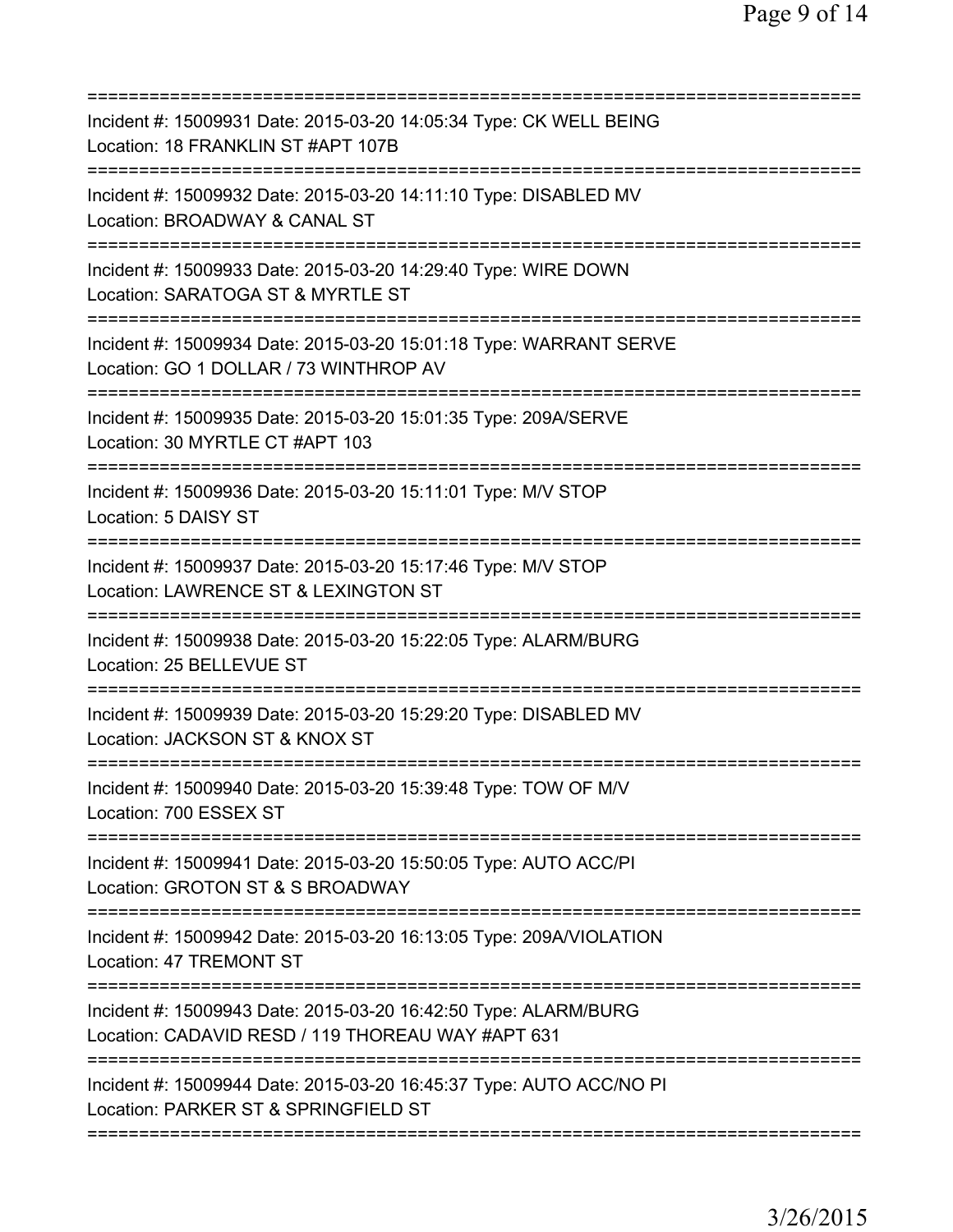===========================================================================
Incident #: 15009931 Date: 2015-03-20 14:05:34 Type: CK WELL BEING
Location: 18 FRANKLIN ST #APT 107B
===========================================================================
Incident #: 15009932 Date: 2015-03-20 14:11:10 Type: DISABLED MV
Location: BROADWAY & CANAL ST
===========================================================================
Incident #: 15009933 Date: 2015-03-20 14:29:40 Type: WIRE DOWN
Location: SARATOGA ST & MYRTLE ST
===========================================================================
Incident #: 15009934 Date: 2015-03-20 15:01:18 Type: WARRANT SERVE
Location: GO 1 DOLLAR / 73 WINTHROP AV
===========================================================================
Incident #: 15009935 Date: 2015-03-20 15:01:35 Type: 209A/SERVE
Location: 30 MYRTLE CT #APT 103
===========================================================================
Incident #: 15009936 Date: 2015-03-20 15:11:01 Type: M/V STOP
Location: 5 DAISY ST
===========================================================================
Incident #: 15009937 Date: 2015-03-20 15:17:46 Type: M/V STOP
Location: LAWRENCE ST & LEXINGTON ST
===========================================================================
Incident #: 15009938 Date: 2015-03-20 15:22:05 Type: ALARM/BURG
Location: 25 BELLEVUE ST
===========================================================================
Incident #: 15009939 Date: 2015-03-20 15:29:20 Type: DISABLED MV
Location: JACKSON ST & KNOX ST
===========================================================================
Incident #: 15009940 Date: 2015-03-20 15:39:48 Type: TOW OF M/V
Location: 700 ESSEX ST
===========================================================================
Incident #: 15009941 Date: 2015-03-20 15:50:05 Type: AUTO ACC/PI
Location: GROTON ST & S BROADWAY
===========================================================================
Incident #: 15009942 Date: 2015-03-20 16:13:05 Type: 209A/VIOLATION
Location: 47 TREMONT ST
===========================================================================
Incident #: 15009943 Date: 2015-03-20 16:42:50 Type: ALARM/BURG
Location: CADAVID RESD / 119 THOREAU WAY #APT 631
===========================================================================
Incident #: 15009944 Date: 2015-03-20 16:45:37 Type: AUTO ACC/NO PI
Location: PARKER ST & SPRINGFIELD ST
===========================================================================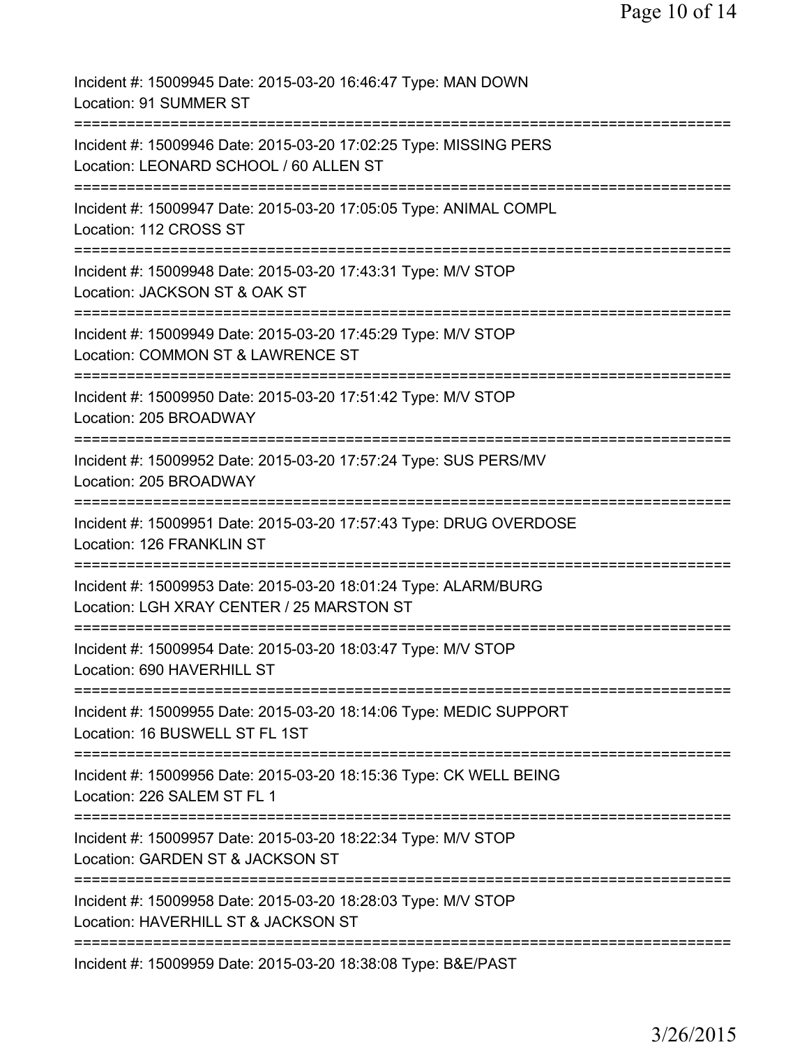Incident #: 15009945 Date: 2015-03-20 16:46:47 Type: MAN DOWN
Location: 91 SUMMER ST

===========================================================================

Incident #: 15009946 Date: 2015-03-20 17:02:25 Type: MISSING PERS
Location: LEONARD SCHOOL / 60 ALLEN ST

===========================================================================

Incident #: 15009947 Date: 2015-03-20 17:05:05 Type: ANIMAL COMPL
Location: 112 CROSS ST

===========================================================================

Incident #: 15009948 Date: 2015-03-20 17:43:31 Type: M/V STOP
Location: JACKSON ST & OAK ST

===========================================================================

Incident #: 15009949 Date: 2015-03-20 17:45:29 Type: M/V STOP
Location: COMMON ST & LAWRENCE ST

===========================================================================

Incident #: 15009950 Date: 2015-03-20 17:51:42 Type: M/V STOP
Location: 205 BROADWAY

===========================================================================

Incident #: 15009952 Date: 2015-03-20 17:57:24 Type: SUS PERS/MV
Location: 205 BROADWAY

===========================================================================

Incident #: 15009951 Date: 2015-03-20 17:57:43 Type: DRUG OVERDOSE
Location: 126 FRANKLIN ST

===========================================================================

Incident #: 15009953 Date: 2015-03-20 18:01:24 Type: ALARM/BURG
Location: LGH XRAY CENTER / 25 MARSTON ST

===========================================================================

Incident #: 15009954 Date: 2015-03-20 18:03:47 Type: M/V STOP
Location: 690 HAVERHILL ST

===========================================================================

Incident #: 15009955 Date: 2015-03-20 18:14:06 Type: MEDIC SUPPORT
Location: 16 BUSWELL ST FL 1ST

===========================================================================

Incident #: 15009956 Date: 2015-03-20 18:15:36 Type: CK WELL BEING
Location: 226 SALEM ST FL 1

===========================================================================

Incident #: 15009957 Date: 2015-03-20 18:22:34 Type: M/V STOP
Location: GARDEN ST & JACKSON ST

===========================================================================

Incident #: 15009958 Date: 2015-03-20 18:28:03 Type: M/V STOP
Location: HAVERHILL ST & JACKSON ST

===========================================================================

Incident #: 15009959 Date: 2015-03-20 18:38:08 Type: B&E/PAST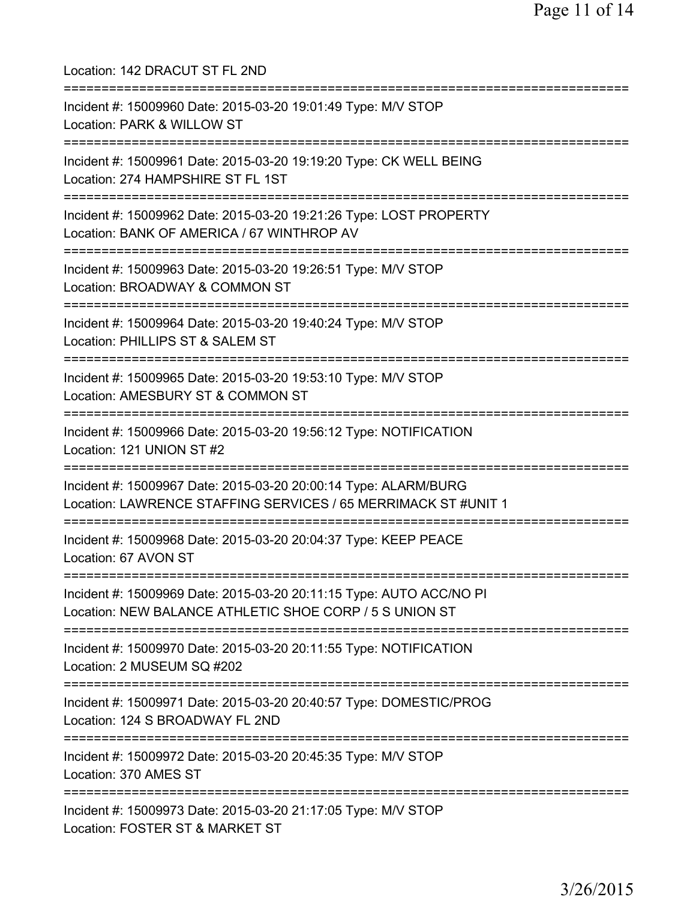Location: 142 DRACUT ST FL 2ND

===========================================================================

Incident #: 15009960 Date: 2015-03-20 19:01:49 Type: M/V STOP
Location: PARK & WILLOW ST

===========================================================================

Incident #: 15009961 Date: 2015-03-20 19:19:20 Type: CK WELL BEING
Location: 274 HAMPSHIRE ST FL 1ST

===========================================================================

Incident #: 15009962 Date: 2015-03-20 19:21:26 Type: LOST PROPERTY
Location: BANK OF AMERICA / 67 WINTHROP AV

===========================================================================

Incident #: 15009963 Date: 2015-03-20 19:26:51 Type: M/V STOP
Location: BROADWAY & COMMON ST

===========================================================================

Incident #: 15009964 Date: 2015-03-20 19:40:24 Type: M/V STOP
Location: PHILLIPS ST & SALEM ST

===========================================================================

Incident #: 15009965 Date: 2015-03-20 19:53:10 Type: M/V STOP
Location: AMESBURY ST & COMMON ST

===========================================================================

Incident #: 15009966 Date: 2015-03-20 19:56:12 Type: NOTIFICATION
Location: 121 UNION ST #2

===========================================================================

Incident #: 15009967 Date: 2015-03-20 20:00:14 Type: ALARM/BURG
Location: LAWRENCE STAFFING SERVICES / 65 MERRIMACK ST #UNIT 1

===========================================================================

Incident #: 15009968 Date: 2015-03-20 20:04:37 Type: KEEP PEACE
Location: 67 AVON ST

===========================================================================

Incident #: 15009969 Date: 2015-03-20 20:11:15 Type: AUTO ACC/NO PI
Location: NEW BALANCE ATHLETIC SHOE CORP / 5 S UNION ST

===========================================================================

Incident #: 15009970 Date: 2015-03-20 20:11:55 Type: NOTIFICATION
Location: 2 MUSEUM SQ #202

===========================================================================

Incident #: 15009971 Date: 2015-03-20 20:40:57 Type: DOMESTIC/PROG
Location: 124 S BROADWAY FL 2ND

===========================================================================

Incident #: 15009972 Date: 2015-03-20 20:45:35 Type: M/V STOP
Location: 370 AMES ST

===========================================================================

Incident #: 15009973 Date: 2015-03-20 21:17:05 Type: M/V STOP
Location: FOSTER ST & MARKET ST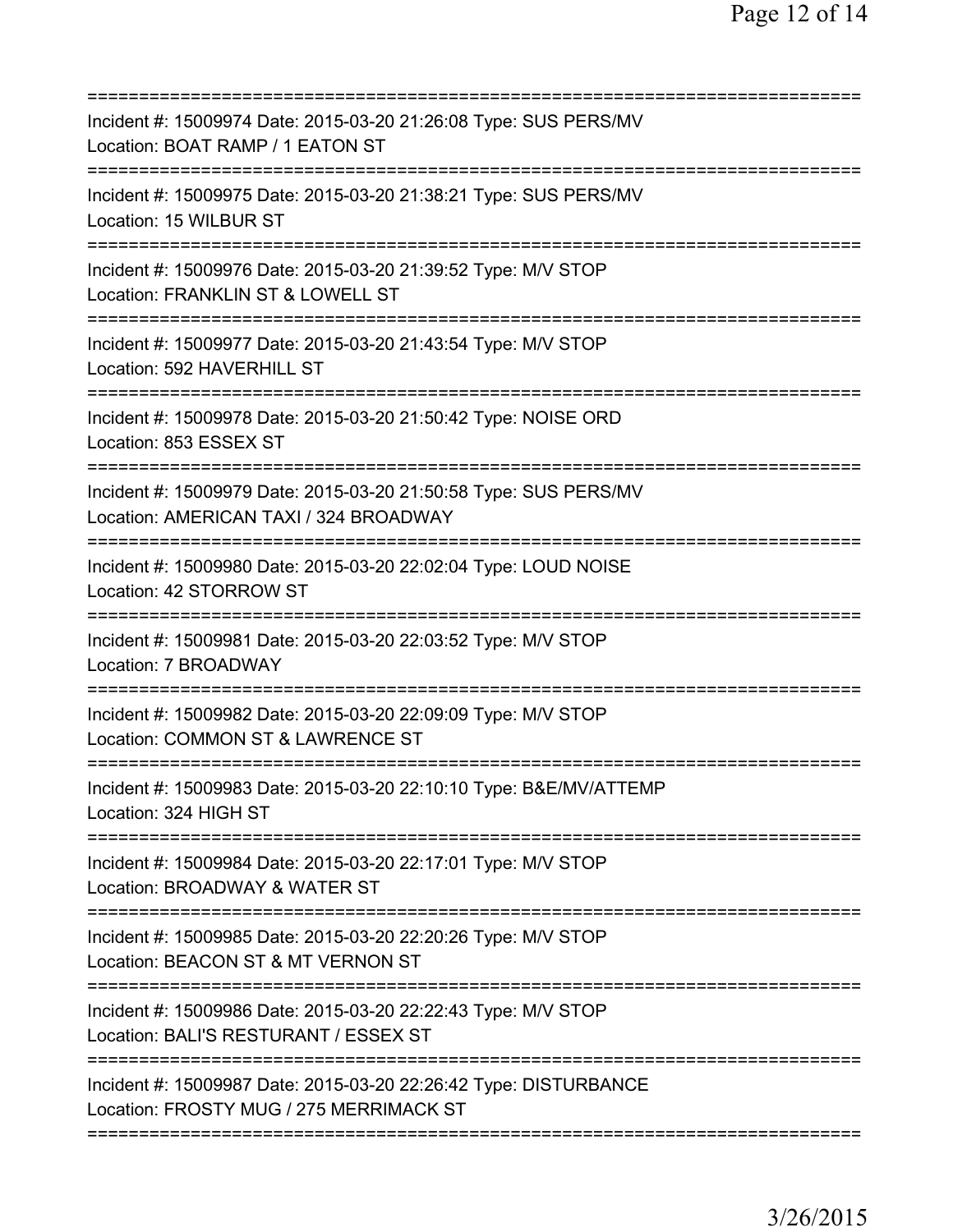===========================================================================
Incident #: 15009974 Date: 2015-03-20 21:26:08 Type: SUS PERS/MV
Location: BOAT RAMP / 1 EATON ST
===========================================================================
Incident #: 15009975 Date: 2015-03-20 21:38:21 Type: SUS PERS/MV
Location: 15 WILBUR ST
===========================================================================
Incident #: 15009976 Date: 2015-03-20 21:39:52 Type: M/V STOP
Location: FRANKLIN ST & LOWELL ST
===========================================================================
Incident #: 15009977 Date: 2015-03-20 21:43:54 Type: M/V STOP
Location: 592 HAVERHILL ST
===========================================================================
Incident #: 15009978 Date: 2015-03-20 21:50:42 Type: NOISE ORD
Location: 853 ESSEX ST
===========================================================================
Incident #: 15009979 Date: 2015-03-20 21:50:58 Type: SUS PERS/MV
Location: AMERICAN TAXI / 324 BROADWAY
===========================================================================
Incident #: 15009980 Date: 2015-03-20 22:02:04 Type: LOUD NOISE
Location: 42 STORROW ST
===========================================================================
Incident #: 15009981 Date: 2015-03-20 22:03:52 Type: M/V STOP
Location: 7 BROADWAY
===========================================================================
Incident #: 15009982 Date: 2015-03-20 22:09:09 Type: M/V STOP
Location: COMMON ST & LAWRENCE ST
===========================================================================
Incident #: 15009983 Date: 2015-03-20 22:10:10 Type: B&E/MV/ATTEMP
Location: 324 HIGH ST
===========================================================================
Incident #: 15009984 Date: 2015-03-20 22:17:01 Type: M/V STOP
Location: BROADWAY & WATER ST
===========================================================================
Incident #: 15009985 Date: 2015-03-20 22:20:26 Type: M/V STOP
Location: BEACON ST & MT VERNON ST
===========================================================================
Incident #: 15009986 Date: 2015-03-20 22:22:43 Type: M/V STOP
Location: BALI'S RESTURANT / ESSEX ST
===========================================================================
Incident #: 15009987 Date: 2015-03-20 22:26:42 Type: DISTURBANCE
Location: FROSTY MUG / 275 MERRIMACK ST
===========================================================================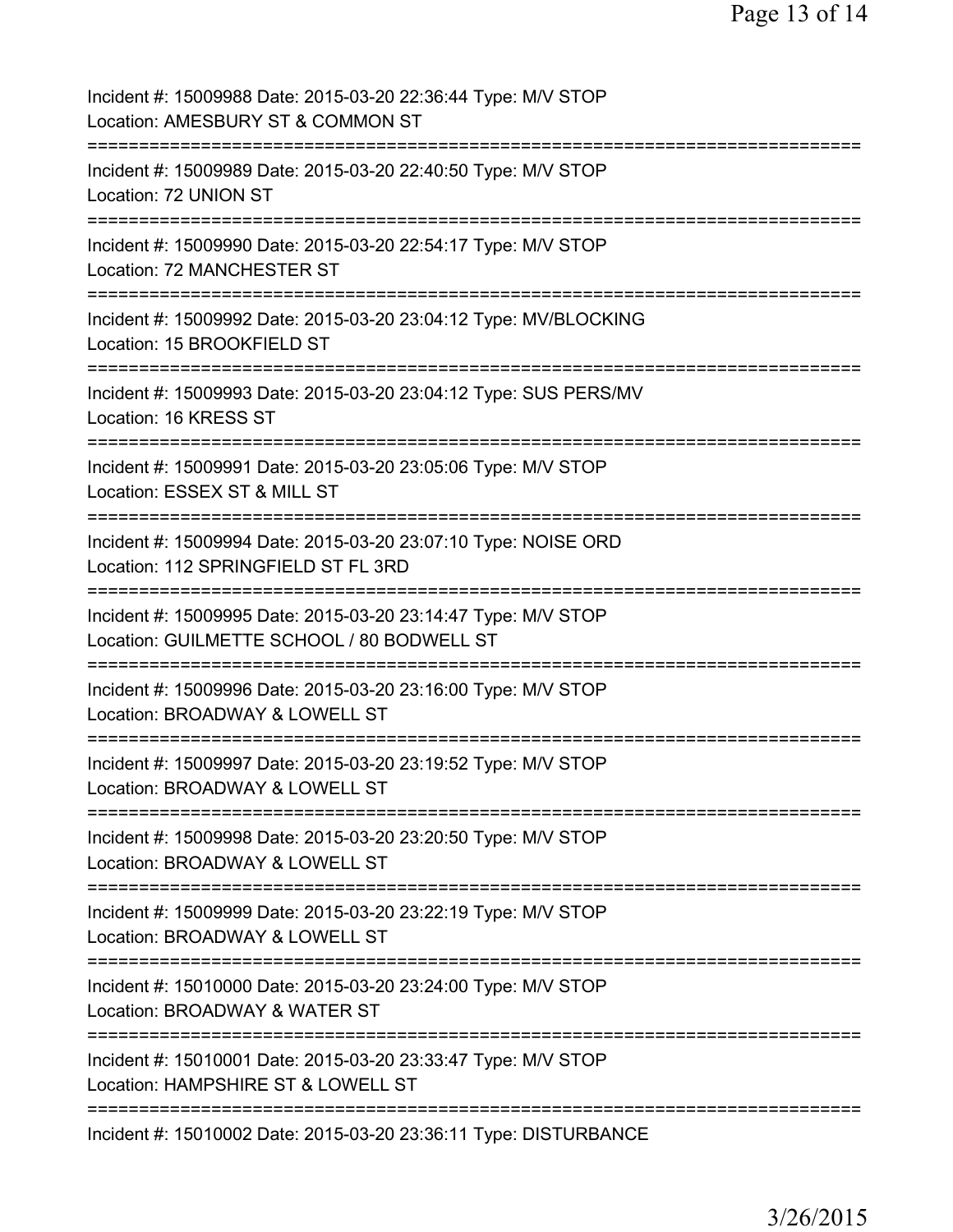Incident #: 15009988 Date: 2015-03-20 22:36:44 Type: M/V STOP
Location: AMESBURY ST & COMMON ST
===========================================================================
Incident #: 15009989 Date: 2015-03-20 22:40:50 Type: M/V STOP
Location: 72 UNION ST
===========================================================================
Incident #: 15009990 Date: 2015-03-20 22:54:17 Type: M/V STOP
Location: 72 MANCHESTER ST
===========================================================================
Incident #: 15009992 Date: 2015-03-20 23:04:12 Type: MV/BLOCKING
Location: 15 BROOKFIELD ST
===========================================================================
Incident #: 15009993 Date: 2015-03-20 23:04:12 Type: SUS PERS/MV
Location: 16 KRESS ST
===========================================================================
Incident #: 15009991 Date: 2015-03-20 23:05:06 Type: M/V STOP
Location: ESSEX ST & MILL ST
===========================================================================
Incident #: 15009994 Date: 2015-03-20 23:07:10 Type: NOISE ORD
Location: 112 SPRINGFIELD ST FL 3RD
===========================================================================
Incident #: 15009995 Date: 2015-03-20 23:14:47 Type: M/V STOP
Location: GUILMETTE SCHOOL / 80 BODWELL ST
===========================================================================
Incident #: 15009996 Date: 2015-03-20 23:16:00 Type: M/V STOP
Location: BROADWAY & LOWELL ST
===========================================================================
Incident #: 15009997 Date: 2015-03-20 23:19:52 Type: M/V STOP
Location: BROADWAY & LOWELL ST
===========================================================================
Incident #: 15009998 Date: 2015-03-20 23:20:50 Type: M/V STOP
Location: BROADWAY & LOWELL ST
===========================================================================
Incident #: 15009999 Date: 2015-03-20 23:22:19 Type: M/V STOP
Location: BROADWAY & LOWELL ST
===========================================================================
Incident #: 15010000 Date: 2015-03-20 23:24:00 Type: M/V STOP
Location: BROADWAY & WATER ST
===========================================================================
Incident #: 15010001 Date: 2015-03-20 23:33:47 Type: M/V STOP
Location: HAMPSHIRE ST & LOWELL ST
===========================================================================
Incident #: 15010002 Date: 2015-03-20 23:36:11 Type: DISTURBANCE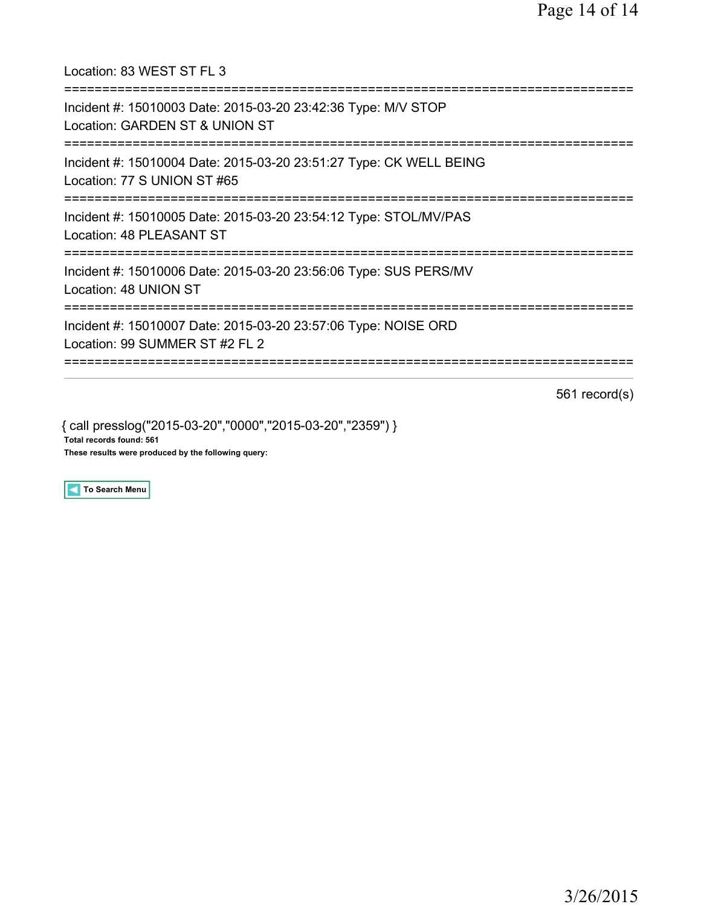Location: 83 WEST ST FL 3

===========================================================================

Incident #: 15010003 Date: 2015-03-20 23:42:36 Type: M/V STOP
Location: GARDEN ST & UNION ST

===========================================================================

Incident #: 15010004 Date: 2015-03-20 23:51:27 Type: CK WELL BEING
Location: 77 S UNION ST #65

===========================================================================

Incident #: 15010005 Date: 2015-03-20 23:54:12 Type: STOL/MV/PAS
Location: 48 PLEASANT ST

===========================================================================

Incident #: 15010006 Date: 2015-03-20 23:56:06 Type: SUS PERS/MV
Location: 48 UNION ST

===========================================================================

Incident #: 15010007 Date: 2015-03-20 23:57:06 Type: NOISE ORD
Location: 99 SUMMER ST #2 FL 2

===========================================================================

561 record(s)

{ call presslog("2015-03-20","0000","2015-03-20","2359") }

**Total records found: 561**

**These results were produced by the following query:**

**To Search Menu**